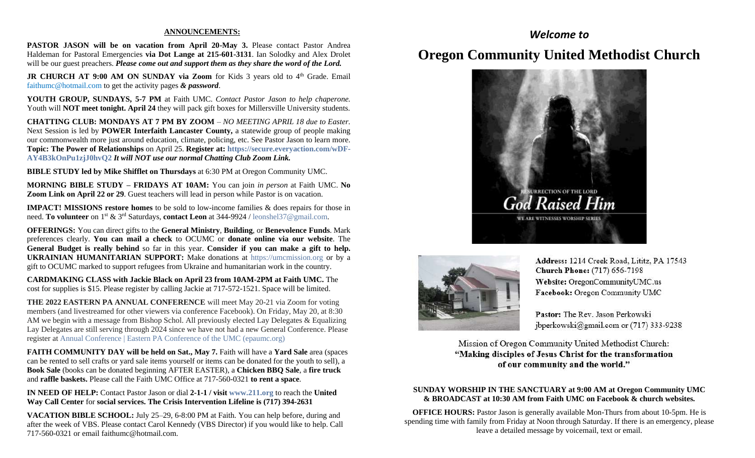## ANNOUNCEMENTS:

**PASTOR JASON will be on vacation from April 20-May 3.** Please contact Pastor Andrea Haldeman for Pastoral Emergencies **via Dot Lange at 215-601-3131**. Ian Solodky and Alex Drolet will be our guest preachers. ***Please come out and support them as they share the word of the Lord.***

**JR CHURCH AT 9:00 AM ON SUNDAY via Zoom** for Kids 3 years old to 4th Grade. Email faithumc@hotmail.com to get the activity pages ***& password***.

**YOUTH GROUP, SUNDAYS, 5-7 PM** at Faith UMC. *Contact Pastor Jason to help chaperone.* Youth will **NOT meet tonight. April 24** they will pack gift boxes for Millersville University students.

**CHATTING CLUB: MONDAYS AT 7 PM BY ZOOM** – *NO MEETING APRIL 18 due to Easter*. Next Session is led by **POWER Interfaith Lancaster County,** a statewide group of people making our commonwealth more just around education, climate, policing, etc. See Pastor Jason to learn more. **Topic: The Power of Relationships** on April 25. **Register at: https://secure.everyaction.com/wDF-AY4B3kOnPu1zjJ0hvQ2** ***It will NOT use our normal Chatting Club Zoom Link.***

**BIBLE STUDY led by Mike Shifflet on Thursdays** at 6:30 PM at Oregon Community UMC.

**MORNING BIBLE STUDY – FRIDAYS AT 10AM:** You can join *in person* at Faith UMC. **No Zoom Link on April 22 or 29**. Guest teachers will lead in person while Pastor is on vacation.

**IMPACT! MISSIONS restore homes** to be sold to low-income families & does repairs for those in need. **To volunteer** on 1st & 3rd Saturdays, **contact Leon** at 344-9924 / leonshel37@gmail.com.

**OFFERINGS:** You can direct gifts to the **General Ministry**, **Building**, or **Benevolence Funds**. Mark preferences clearly. **You can mail a check** to OCUMC or **donate online via our website**. The **General Budget is really behind** so far in this year. **Consider if you can make a gift to help. UKRAINIAN HUMANITARIAN SUPPORT:** Make donations at https://umcmission.org or by a gift to OCUMC marked to support refugees from Ukraine and humanitarian work in the country.

**CARDMAKING CLASS with Jackie Black on April 23 from 10AM-2PM at Faith UMC.** The cost for supplies is $15. Please register by calling Jackie at 717-572-1521. Space will be limited.

**THE 2022 EASTERN PA ANNUAL CONFERENCE** will meet May 20-21 via Zoom for voting members (and livestreamed for other viewers via conference Facebook). On Friday, May 20, at 8:30 AM we begin with a message from Bishop Schol. All previously elected Lay Delegates & Equalizing Lay Delegates are still serving through 2024 since we have not had a new General Conference. Please register at Annual Conference | Eastern PA Conference of the UMC (epaumc.org)

**FAITH COMMUNITY DAY will be held on Sat., May 7.** Faith will have a **Yard Sale** area (spaces can be rented to sell crafts or yard sale items yourself or items can be donated for the youth to sell), a **Book Sale** (books can be donated beginning AFTER EASTER), a **Chicken BBQ Sale**, a **fire truck** and **raffle baskets.** Please call the Faith UMC Office at 717-560-0321 **to rent a space**.

**IN NEED OF HELP:** Contact Pastor Jason or dial **2-1-1 / visit www.211.org** to reach the **United Way Call Center** for **social services. The Crisis Intervention Lifeline is (717) 394-2631**

**VACATION BIBLE SCHOOL:** July 25–29, 6-8:00 PM at Faith. You can help before, during and after the week of VBS. Please contact Carol Kennedy (VBS Director) if you would like to help. Call 717-560-0321 or email faithumc@hotmail.com.

*Welcome to*

# Oregon Community United Methodist Church

RESURRECTION OF THE LORD
God Raised Him
WE ARE WITNESSES WORSHIP SERIES

**Address:** 1214 Creek Road, Lititz, PA 17543
**Church Phone:** (717) 656-7198
**Website:** OregonCommunityUMC.us
**Facebook:** Oregon Community UMC

**Pastor:** The Rev. Jason Perkowski
jbperkowski@gmail.com or (717) 333-9238

Mission of Oregon Community United Methodist Church:
**"Making disciples of Jesus Christ for the transformation of our community and the world."**

**SUNDAY WORSHIP IN THE SANCTUARY at 9:00 AM at Oregon Community UMC & BROADCAST at 10:30 AM from Faith UMC on Facebook & church websites.**

**OFFICE HOURS:** Pastor Jason is generally available Mon-Thurs from about 10-5pm. He is spending time with family from Friday at Noon through Saturday. If there is an emergency, please leave a detailed message by voicemail, text or email.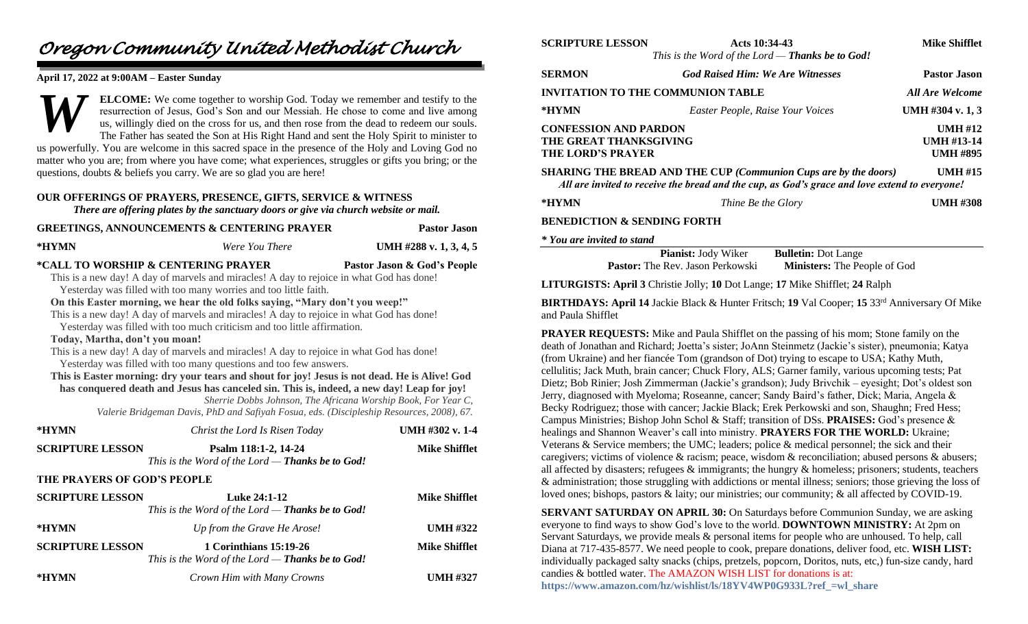# Oregon Community United Methodist Church

**April 17, 2022 at 9:00AM – Easter Sunday**

**WELCOME:** We come together to worship God. Today we remember and testify to the resurrection of Jesus, God's Son and our Messiah. He chose to come and live among us, willingly died on the cross for us, and then rose from the dead to redeem our souls. The Father has seated the Son at His Right Hand and sent the Holy Spirit to minister to us powerfully. You are welcome in this sacred space in the presence of the Holy and Loving God no matter who you are; from where you have come; what experiences, struggles or gifts you bring; or the questions, doubts & beliefs you carry. We are so glad you are here!

**OUR OFFERINGS OF PRAYERS, PRESENCE, GIFTS, SERVICE & WITNESS**
***There are offering plates by the sanctuary doors or give via church website or mail.***

**GREETINGS, ANNOUNCEMENTS & CENTERING PRAYER** — **Pastor Jason**

**\*HYMN** — *Were You There* — **UMH #288 v. 1, 3, 4, 5**

**\*CALL TO WORSHIP & CENTERING PRAYER** — **Pastor Jason & God's People**

This is a new day! A day of marvels and miracles! A day to rejoice in what God has done!
Yesterday was filled with too many worries and too little faith.
**On this Easter morning, we hear the old folks saying, "Mary don't you weep!"**
This is a new day! A day of marvels and miracles! A day to rejoice in what God has done!
Yesterday was filled with too much criticism and too little affirmation.
**Today, Martha, don't you moan!**
This is a new day! A day of marvels and miracles! A day to rejoice in what God has done!
Yesterday was filled with too many questions and too few answers.
**This is Easter morning: dry your tears and shout for joy! Jesus is not dead. He is Alive! God has conquered death and Jesus has canceled sin. This is, indeed, a new day! Leap for joy!**
*Sherrie Dobbs Johnson, The Africana Worship Book, For Year C, Valerie Bridgeman Davis, PhD and Safiyah Fosua, eds. (Discipleship Resources, 2008), 67.*

**\*HYMN** — *Christ the Lord Is Risen Today* — **UMH #302 v. 1-4**

**SCRIPTURE LESSON** — **Psalm 118:1-2, 14-24** — **Mike Shifflet**
*This is the Word of the Lord — **Thanks be to God!***

**THE PRAYERS OF GOD'S PEOPLE**

**SCRIPTURE LESSON** — **Luke 24:1-12** — **Mike Shifflet**
*This is the Word of the Lord — **Thanks be to God!***

**\*HYMN** — *Up from the Grave He Arose!* — **UMH #322**

**SCRIPTURE LESSON** — **1 Corinthians 15:19-26** — **Mike Shifflet**
*This is the Word of the Lord — **Thanks be to God!***

**\*HYMN** — *Crown Him with Many Crowns* — **UMH #327**

**SCRIPTURE LESSON** — **Acts 10:34-43** — **Mike Shifflet**
*This is the Word of the Lord — **Thanks be to God!***

**SERMON** — ***God Raised Him: We Are Witnesses*** — **Pastor Jason**

**INVITATION TO THE COMMUNION TABLE** — ***All Are Welcome***

**\*HYMN** — *Easter People, Raise Your Voices* — **UMH #304 v. 1, 3**

**CONFESSION AND PARDON** — **UMH #12**
**THE GREAT THANKSGIVING** — **UMH #13-14**
**THE LORD'S PRAYER** — **UMH #895**

**SHARING THE BREAD AND THE CUP *(Communion Cups are by the doors)*** — **UMH #15**
***All are invited to receive the bread and the cup, as God's grace and love extend to everyone!***

**\*HYMN** — *Thine Be the Glory* — **UMH #308**

**BENEDICTION & SENDING FORTH**

***\* You are invited to stand***

**Pianist:** Jody Wiker  **Bulletin:** Dot Lange
**Pastor:** The Rev. Jason Perkowski  **Ministers:** The People of God

**LITURGISTS: April 3** Christie Jolly; **10** Dot Lange; **17** Mike Shifflet; **24** Ralph

**BIRTHDAYS: April 14** Jackie Black & Hunter Fritsch; **19** Val Cooper; **15** 33rd Anniversary Of Mike and Paula Shifflet

**PRAYER REQUESTS:** Mike and Paula Shifflet on the passing of his mom; Stone family on the death of Jonathan and Richard; Joetta's sister; JoAnn Steinmetz (Jackie's sister), pneumonia; Katya (from Ukraine) and her fiancée Tom (grandson of Dot) trying to escape to USA; Kathy Muth, cellulitis; Jack Muth, brain cancer; Chuck Flory, ALS; Garner family, various upcoming tests; Pat Dietz; Bob Rinier; Josh Zimmerman (Jackie's grandson); Judy Brivchik – eyesight; Dot's oldest son Jerry, diagnosed with Myeloma; Roseanne, cancer; Sandy Baird's father, Dick; Maria, Angela & Becky Rodriguez; those with cancer; Jackie Black; Erek Perkowski and son, Shaughn; Fred Hess; Campus Ministries; Bishop John Schol & Staff; transition of DSs. **PRAISES:** God's presence & healings and Shannon Weaver's call into ministry. **PRAYERS FOR THE WORLD:** Ukraine; Veterans & Service members; the UMC; leaders; police & medical personnel; the sick and their caregivers; victims of violence & racism; peace, wisdom & reconciliation; abused persons & abusers; all affected by disasters; refugees & immigrants; the hungry & homeless; prisoners; students, teachers & administration; those struggling with addictions or mental illness; seniors; those grieving the loss of loved ones; bishops, pastors & laity; our ministries; our community; & all affected by COVID-19.

**SERVANT SATURDAY ON APRIL 30:** On Saturdays before Communion Sunday, we are asking everyone to find ways to show God's love to the world. **DOWNTOWN MINISTRY:** At 2pm on Servant Saturdays, we provide meals & personal items for people who are unhoused. To help, call Diana at 717-435-8577. We need people to cook, prepare donations, deliver food, etc. **WISH LIST:** individually packaged salty snacks (chips, pretzels, popcorn, Doritos, nuts, etc,) fun-size candy, hard candies & bottled water. The AMAZON WISH LIST for donations is at: **https://www.amazon.com/hz/wishlist/ls/18YV4WP0G933L?ref_=wl_share**